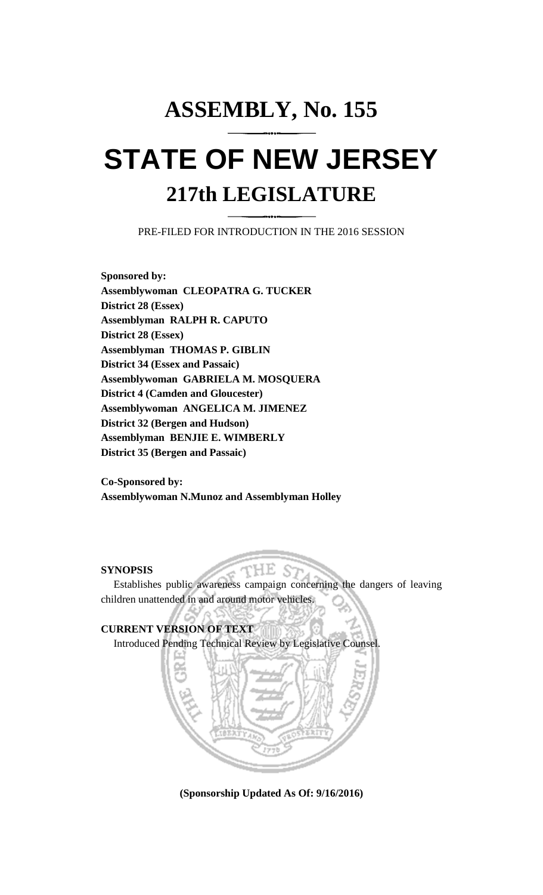# ASSEMBLY, No. 155

# STATE OF NEW JERSEY

## 217th LEGISLATURE

PRE-FILED FOR INTRODUCTION IN THE 2016 SESSION

**Sponsored by:**
**Assemblywoman CLEOPATRA G. TUCKER**
**District 28 (Essex)**
**Assemblyman RALPH R. CAPUTO**
**District 28 (Essex)**
**Assemblyman THOMAS P. GIBLIN**
**District 34 (Essex and Passaic)**
**Assemblywoman GABRIELA M. MOSQUERA**
**District 4 (Camden and Gloucester)**
**Assemblywoman ANGELICA M. JIMENEZ**
**District 32 (Bergen and Hudson)**
**Assemblyman BENJIE E. WIMBERLY**
**District 35 (Bergen and Passaic)**

**Co-Sponsored by:**
**Assemblywoman N.Munoz and Assemblyman Holley**

**SYNOPSIS**

Establishes public awareness campaign concerning the dangers of leaving children unattended in and around motor vehicles.

**CURRENT VERSION OF TEXT**

Introduced Pending Technical Review by Legislative Counsel.

**(Sponsorship Updated As Of: 9/16/2016)**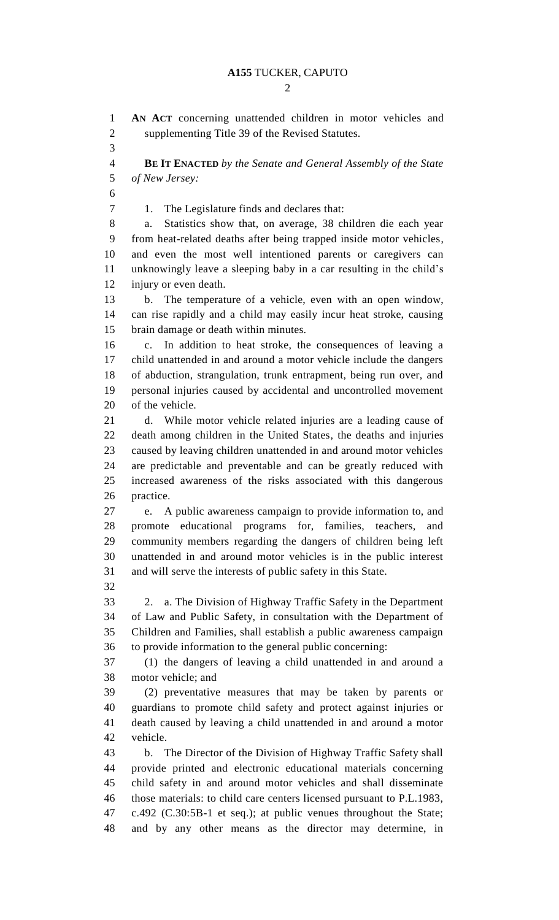**AN ACT** concerning unattended children in motor vehicles and supplementing Title 39 of the Revised Statutes.

**BE IT ENACTED** *by the Senate and General Assembly of the State of New Jersey:*

1. The Legislature finds and declares that:

a. Statistics show that, on average, 38 children die each year from heat-related deaths after being trapped inside motor vehicles, and even the most well intentioned parents or caregivers can unknowingly leave a sleeping baby in a car resulting in the child's injury or even death.

b. The temperature of a vehicle, even with an open window, can rise rapidly and a child may easily incur heat stroke, causing brain damage or death within minutes.

c. In addition to heat stroke, the consequences of leaving a child unattended in and around a motor vehicle include the dangers of abduction, strangulation, trunk entrapment, being run over, and personal injuries caused by accidental and uncontrolled movement of the vehicle.

d. While motor vehicle related injuries are a leading cause of death among children in the United States, the deaths and injuries caused by leaving children unattended in and around motor vehicles are predictable and preventable and can be greatly reduced with increased awareness of the risks associated with this dangerous practice.

e. A public awareness campaign to provide information to, and promote educational programs for, families, teachers, and community members regarding the dangers of children being left unattended in and around motor vehicles is in the public interest and will serve the interests of public safety in this State.

2. a. The Division of Highway Traffic Safety in the Department of Law and Public Safety, in consultation with the Department of Children and Families, shall establish a public awareness campaign to provide information to the general public concerning:

(1) the dangers of leaving a child unattended in and around a motor vehicle; and

(2) preventative measures that may be taken by parents or guardians to promote child safety and protect against injuries or death caused by leaving a child unattended in and around a motor vehicle.

b. The Director of the Division of Highway Traffic Safety shall provide printed and electronic educational materials concerning child safety in and around motor vehicles and shall disseminate those materials: to child care centers licensed pursuant to P.L.1983, c.492 (C.30:5B-1 et seq.); at public venues throughout the State; and by any other means as the director may determine, in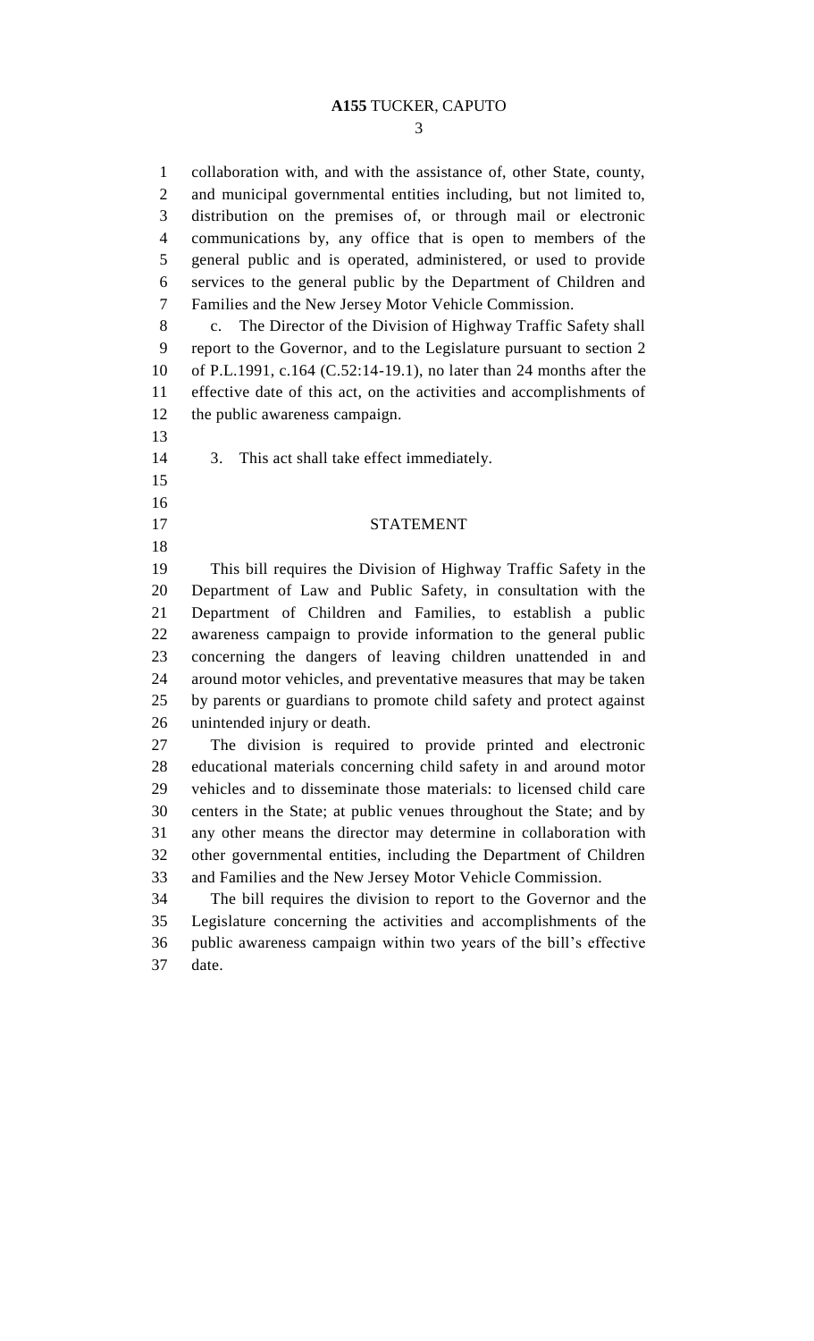collaboration with, and with the assistance of, other State, county, and municipal governmental entities including, but not limited to, distribution on the premises of, or through mail or electronic communications by, any office that is open to members of the general public and is operated, administered, or used to provide services to the general public by the Department of Children and Families and the New Jersey Motor Vehicle Commission.

c. The Director of the Division of Highway Traffic Safety shall report to the Governor, and to the Legislature pursuant to section 2 of P.L.1991, c.164 (C.52:14-19.1), no later than 24 months after the effective date of this act, on the activities and accomplishments of the public awareness campaign.

3. This act shall take effect immediately.

## STATEMENT

This bill requires the Division of Highway Traffic Safety in the Department of Law and Public Safety, in consultation with the Department of Children and Families, to establish a public awareness campaign to provide information to the general public concerning the dangers of leaving children unattended in and around motor vehicles, and preventative measures that may be taken by parents or guardians to promote child safety and protect against unintended injury or death.

The division is required to provide printed and electronic educational materials concerning child safety in and around motor vehicles and to disseminate those materials: to licensed child care centers in the State; at public venues throughout the State; and by any other means the director may determine in collaboration with other governmental entities, including the Department of Children and Families and the New Jersey Motor Vehicle Commission.

The bill requires the division to report to the Governor and the Legislature concerning the activities and accomplishments of the public awareness campaign within two years of the bill's effective date.